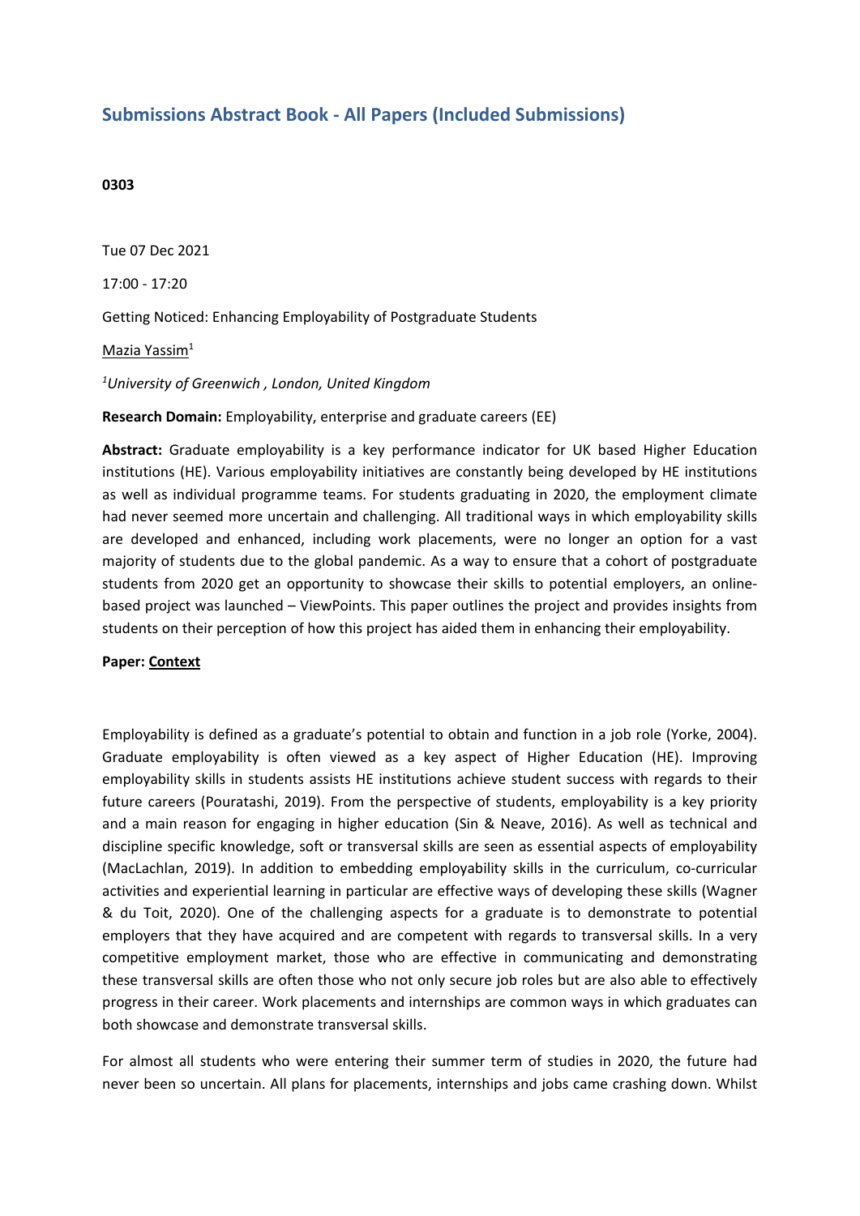## Submissions Abstract Book - All Papers (Included Submissions)

**0303**

Tue 07 Dec 2021

17:00 - 17:20

Getting Noticed: Enhancing Employability of Postgraduate Students

Mazia Yassim[1]

*[1]University of Greenwich , London, United Kingdom*

**Research Domain:** Employability, enterprise and graduate careers (EE)

**Abstract:** Graduate employability is a key performance indicator for UK based Higher Education institutions (HE). Various employability initiatives are constantly being developed by HE institutions as well as individual programme teams. For students graduating in 2020, the employment climate had never seemed more uncertain and challenging. All traditional ways in which employability skills are developed and enhanced, including work placements, were no longer an option for a vast majority of students due to the global pandemic. As a way to ensure that a cohort of postgraduate students from 2020 get an opportunity to showcase their skills to potential employers, an online-based project was launched – ViewPoints. This paper outlines the project and provides insights from students on their perception of how this project has aided them in enhancing their employability.

**Paper:** Context

Employability is defined as a graduate's potential to obtain and function in a job role (Yorke, 2004). Graduate employability is often viewed as a key aspect of Higher Education (HE). Improving employability skills in students assists HE institutions achieve student success with regards to their future careers (Pouratashi, 2019). From the perspective of students, employability is a key priority and a main reason for engaging in higher education (Sin & Neave, 2016). As well as technical and discipline specific knowledge, soft or transversal skills are seen as essential aspects of employability (MacLachlan, 2019). In addition to embedding employability skills in the curriculum, co-curricular activities and experiential learning in particular are effective ways of developing these skills (Wagner & du Toit, 2020). One of the challenging aspects for a graduate is to demonstrate to potential employers that they have acquired and are competent with regards to transversal skills. In a very competitive employment market, those who are effective in communicating and demonstrating these transversal skills are often those who not only secure job roles but are also able to effectively progress in their career. Work placements and internships are common ways in which graduates can both showcase and demonstrate transversal skills.

For almost all students who were entering their summer term of studies in 2020, the future had never been so uncertain. All plans for placements, internships and jobs came crashing down. Whilst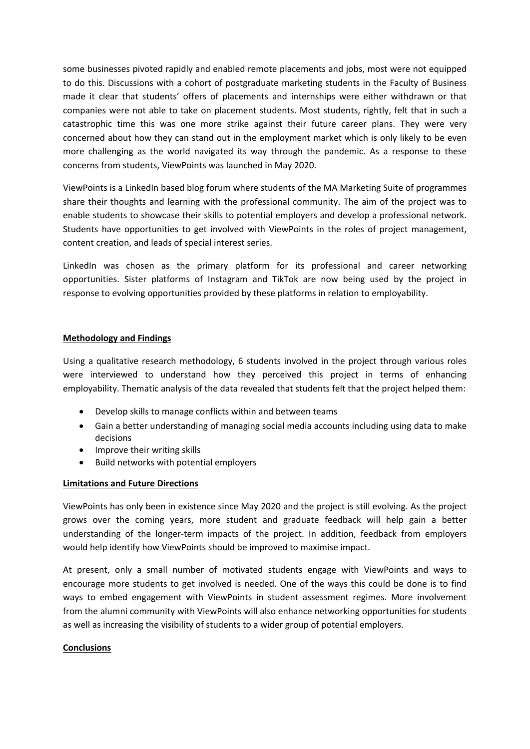some businesses pivoted rapidly and enabled remote placements and jobs, most were not equipped to do this. Discussions with a cohort of postgraduate marketing students in the Faculty of Business made it clear that students' offers of placements and internships were either withdrawn or that companies were not able to take on placement students. Most students, rightly, felt that in such a catastrophic time this was one more strike against their future career plans. They were very concerned about how they can stand out in the employment market which is only likely to be even more challenging as the world navigated its way through the pandemic. As a response to these concerns from students, ViewPoints was launched in May 2020.

ViewPoints is a LinkedIn based blog forum where students of the MA Marketing Suite of programmes share their thoughts and learning with the professional community. The aim of the project was to enable students to showcase their skills to potential employers and develop a professional network. Students have opportunities to get involved with ViewPoints in the roles of project management, content creation, and leads of special interest series.

LinkedIn was chosen as the primary platform for its professional and career networking opportunities. Sister platforms of Instagram and TikTok are now being used by the project in response to evolving opportunities provided by these platforms in relation to employability.

## Methodology and Findings

Using a qualitative research methodology, 6 students involved in the project through various roles were interviewed to understand how they perceived this project in terms of enhancing employability. Thematic analysis of the data revealed that students felt that the project helped them:

- Develop skills to manage conflicts within and between teams
- Gain a better understanding of managing social media accounts including using data to make decisions
- Improve their writing skills
- Build networks with potential employers

## Limitations and Future Directions

ViewPoints has only been in existence since May 2020 and the project is still evolving. As the project grows over the coming years, more student and graduate feedback will help gain a better understanding of the longer-term impacts of the project. In addition, feedback from employers would help identify how ViewPoints should be improved to maximise impact.

At present, only a small number of motivated students engage with ViewPoints and ways to encourage more students to get involved is needed. One of the ways this could be done is to find ways to embed engagement with ViewPoints in student assessment regimes. More involvement from the alumni community with ViewPoints will also enhance networking opportunities for students as well as increasing the visibility of students to a wider group of potential employers.

## Conclusions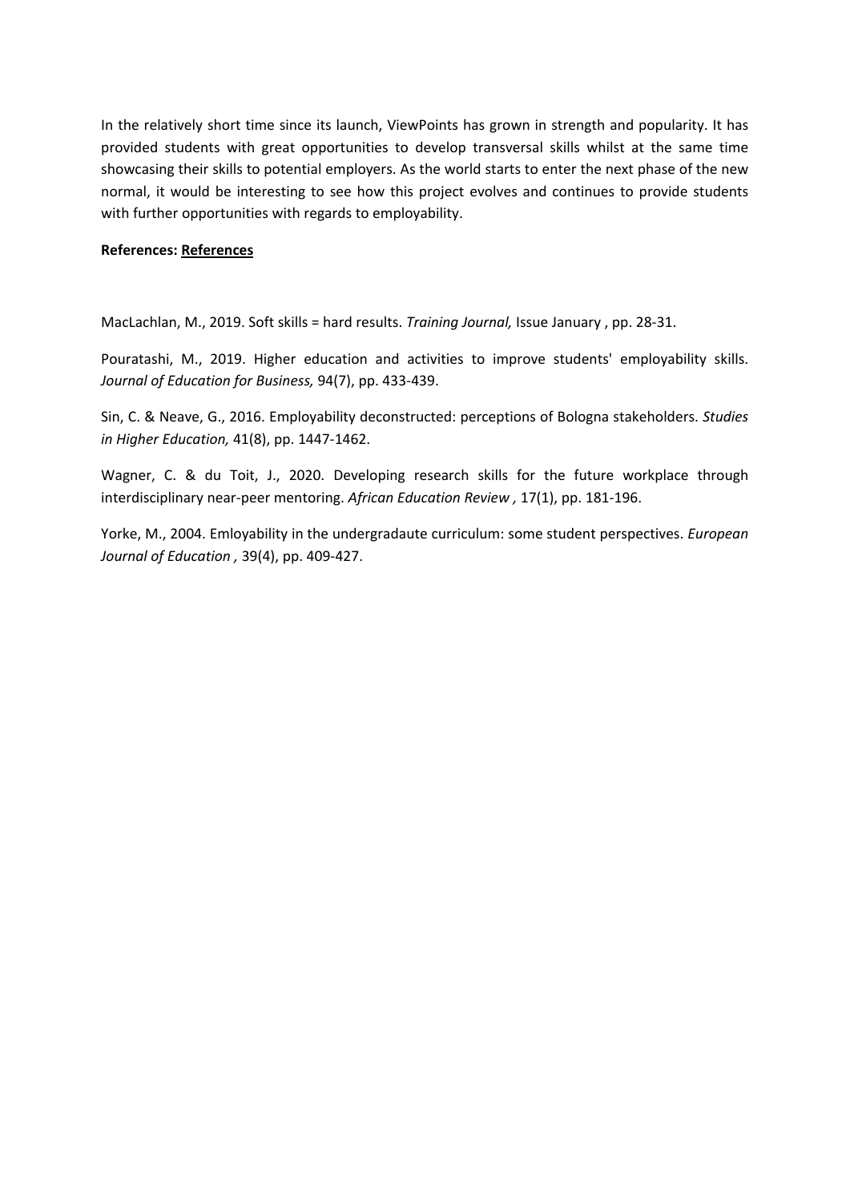In the relatively short time since its launch, ViewPoints has grown in strength and popularity. It has provided students with great opportunities to develop transversal skills whilst at the same time showcasing their skills to potential employers. As the world starts to enter the next phase of the new normal, it would be interesting to see how this project evolves and continues to provide students with further opportunities with regards to employability.

**References: References**

MacLachlan, M., 2019. Soft skills = hard results. *Training Journal,* Issue January , pp. 28-31.

Pouratashi, M., 2019. Higher education and activities to improve students' employability skills. *Journal of Education for Business,* 94(7), pp. 433-439.

Sin, C. & Neave, G., 2016. Employability deconstructed: perceptions of Bologna stakeholders. *Studies in Higher Education,* 41(8), pp. 1447-1462.

Wagner, C. & du Toit, J., 2020. Developing research skills for the future workplace through interdisciplinary near-peer mentoring. *African Education Review ,* 17(1), pp. 181-196.

Yorke, M., 2004. Emloyability in the undergradaute curriculum: some student perspectives. *European Journal of Education ,* 39(4), pp. 409-427.